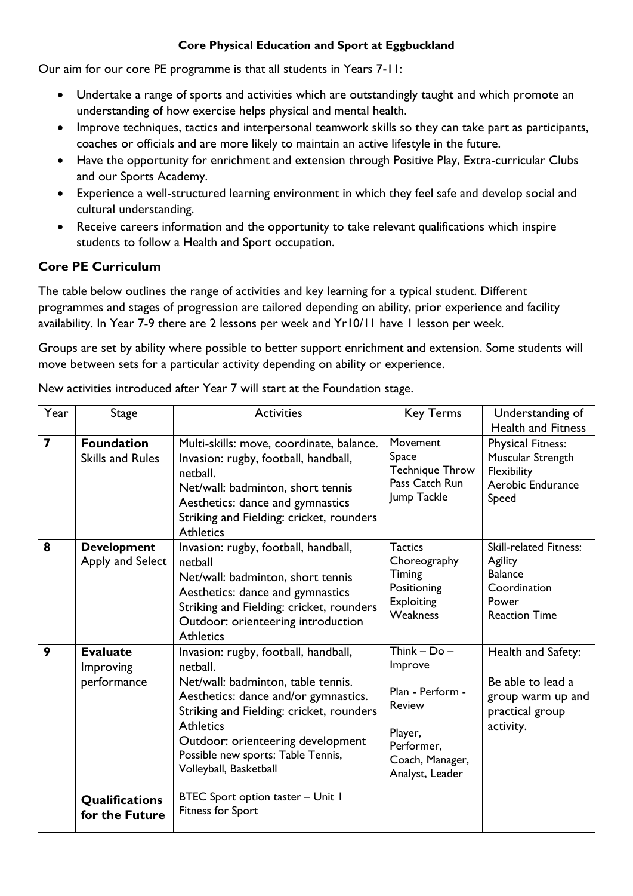# Core Physical Education and Sport at Eggbuckland

Our aim for our core PE programme is that all students in Years 7-11:

- Undertake a range of sports and activities which are outstandingly taught and which promote an understanding of how exercise helps physical and mental health.
- Improve techniques, tactics and interpersonal teamwork skills so they can take part as participants, coaches or officials and are more likely to maintain an active lifestyle in the future.
- Have the opportunity for enrichment and extension through Positive Play, Extra-curricular Clubs and our Sports Academy.
- Experience a well-structured learning environment in which they feel safe and develop social and cultural understanding.
- Receive careers information and the opportunity to take relevant qualifications which inspire students to follow a Health and Sport occupation.

## Core PE Curriculum

The table below outlines the range of activities and key learning for a typical student. Different programmes and stages of progression are tailored depending on ability, prior experience and facility availability. In Year 7-9 there are 2 lessons per week and Yr10/11 have 1 lesson per week.

Groups are set by ability where possible to better support enrichment and extension. Some students will move between sets for a particular activity depending on ability or experience.

New activities introduced after Year 7 will start at the Foundation stage.

| Year | Stage | Activities | Key Terms | Understanding of Health and Fitness |
|---|---|---|---|---|
| **7** | **Foundation** Skills and Rules | Multi-skills: move, coordinate, balance. Invasion: rugby, football, handball, netball. Net/wall: badminton, short tennis Aesthetics: dance and gymnastics Striking and Fielding: cricket, rounders Athletics | Movement Space Technique Throw Pass Catch Run Jump Tackle | Physical Fitness: Muscular Strength Flexibility Aerobic Endurance Speed |
| **8** | **Development** Apply and Select | Invasion: rugby, football, handball, netball Net/wall: badminton, short tennis Aesthetics: dance and gymnastics Striking and Fielding: cricket, rounders Outdoor: orienteering introduction Athletics | Tactics Choreography Timing Positioning Exploiting Weakness | Skill-related Fitness: Agility Balance Coordination Power Reaction Time |
| **9** | **Evaluate** Improving performance | Invasion: rugby, football, handball, netball. Net/wall: badminton, table tennis. Aesthetics: dance and/or gymnastics. Striking and Fielding: cricket, rounders Athletics Outdoor: orienteering development Possible new sports: Table Tennis, Volleyball, Basketball | Think – Do – Improve Plan - Perform - Review Player, Performer, Coach, Manager, Analyst, Leader | Health and Safety: Be able to lead a group warm up and practical group activity. |
| | **Qualifications for the Future** | BTEC Sport option taster – Unit 1 Fitness for Sport | | |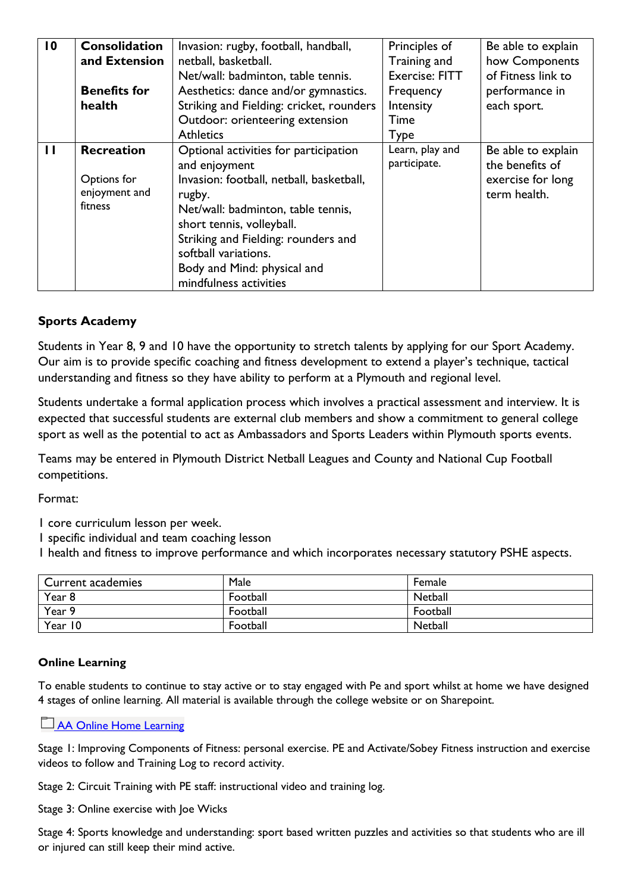| 10 | **Consolidation and Extension**<br><br>**Benefits for health** | Invasion: rugby, football, handball, netball, basketball.<br>Net/wall: badminton, table tennis.<br>Aesthetics: dance and/or gymnastics.<br>Striking and Fielding: cricket, rounders<br>Outdoor: orienteering extension<br>Athletics | Principles of Training and Exercise: FITT<br>Frequency<br>Intensity<br>Time<br>Type | Be able to explain how Components of Fitness link to performance in each sport. |
|---|---|---|---|---|
| 11 | **Recreation**<br><br>Options for enjoyment and fitness | Optional activities for participation and enjoyment<br>Invasion: football, netball, basketball, rugby.<br>Net/wall: badminton, table tennis, short tennis, volleyball.<br>Striking and Fielding: rounders and softball variations.<br>Body and Mind: physical and mindfulness activities | Learn, play and participate. | Be able to explain the benefits of exercise for long term health. |

### Sports Academy

Students in Year 8, 9 and 10 have the opportunity to stretch talents by applying for our Sport Academy. Our aim is to provide specific coaching and fitness development to extend a player's technique, tactical understanding and fitness so they have ability to perform at a Plymouth and regional level.

Students undertake a formal application process which involves a practical assessment and interview. It is expected that successful students are external club members and show a commitment to general college sport as well as the potential to act as Ambassadors and Sports Leaders within Plymouth sports events.

Teams may be entered in Plymouth District Netball Leagues and County and National Cup Football competitions.

Format:

1 core curriculum lesson per week.
1 specific individual and team coaching lesson
1 health and fitness to improve performance and which incorporates necessary statutory PSHE aspects.

| Current academies | Male | Female |
|---|---|---|
| Year 8 | Football | Netball |
| Year 9 | Football | Football |
| Year 10 | Football | Netball |

#### Online Learning

To enable students to continue to stay active or to stay engaged with Pe and sport whilst at home we have designed 4 stages of online learning. All material is available through the college website or on Sharepoint.

AA Online Home Learning

Stage 1: Improving Components of Fitness: personal exercise. PE and Activate/Sobey Fitness instruction and exercise videos to follow and Training Log to record activity.

Stage 2: Circuit Training with PE staff: instructional video and training log.

Stage 3: Online exercise with Joe Wicks

Stage 4: Sports knowledge and understanding: sport based written puzzles and activities so that students who are ill or injured can still keep their mind active.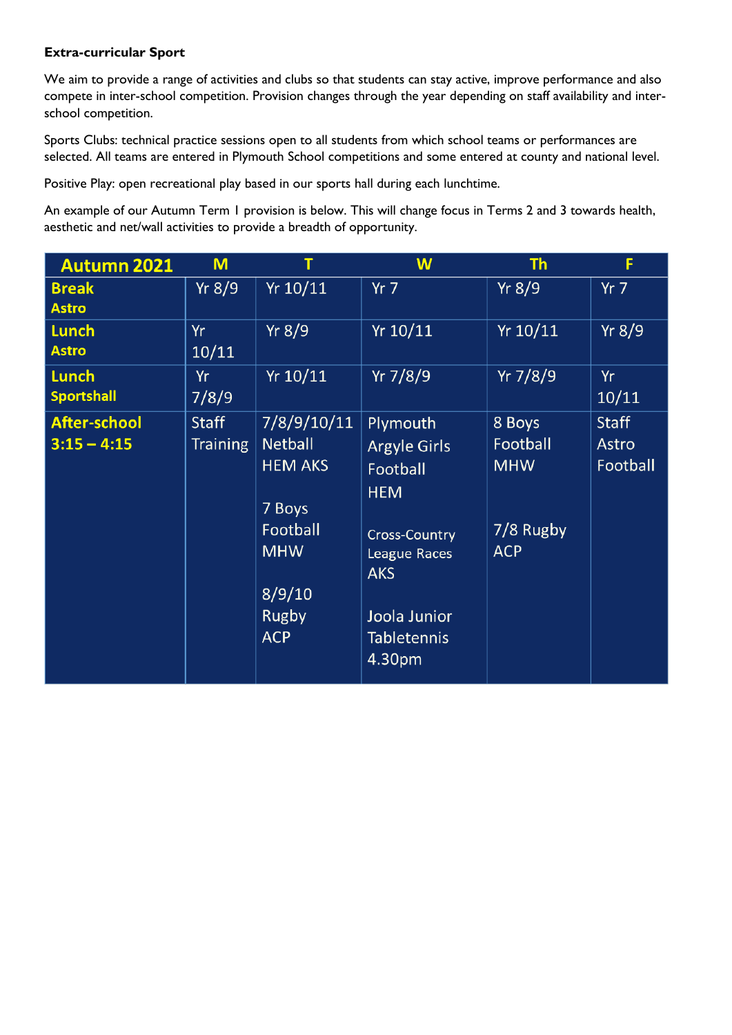**Extra-curricular Sport**

We aim to provide a range of activities and clubs so that students can stay active, improve performance and also compete in inter-school competition. Provision changes through the year depending on staff availability and inter-school competition.

Sports Clubs: technical practice sessions open to all students from which school teams or performances are selected. All teams are entered in Plymouth School competitions and some entered at county and national level.

Positive Play: open recreational play based in our sports hall during each lunchtime.

An example of our Autumn Term 1 provision is below. This will change focus in Terms 2 and 3 towards health, aesthetic and net/wall activities to provide a breadth of opportunity.

| Autumn 2021 | M | T | W | Th | F |
|---|---|---|---|---|---|
| Break Astro | Yr 8/9 | Yr 10/11 | Yr 7 | Yr 8/9 | Yr 7 |
| Lunch Astro | Yr 10/11 | Yr 8/9 | Yr 10/11 | Yr 10/11 | Yr 8/9 |
| Lunch Sportshall | Yr 7/8/9 | Yr 10/11 | Yr 7/8/9 | Yr 7/8/9 | Yr 10/11 |
| After-school 3:15 – 4:15 | Staff Training | 7/8/9/10/11 Netball HEM AKS<br><br>7 Boys Football MHW<br><br>8/9/10 Rugby ACP | Plymouth Argyle Girls Football HEM<br><br>Cross-Country League Races AKS<br><br>Joola Junior Tabletennis 4.30pm | 8 Boys Football MHW<br><br>7/8 Rugby ACP | Staff Astro Football |